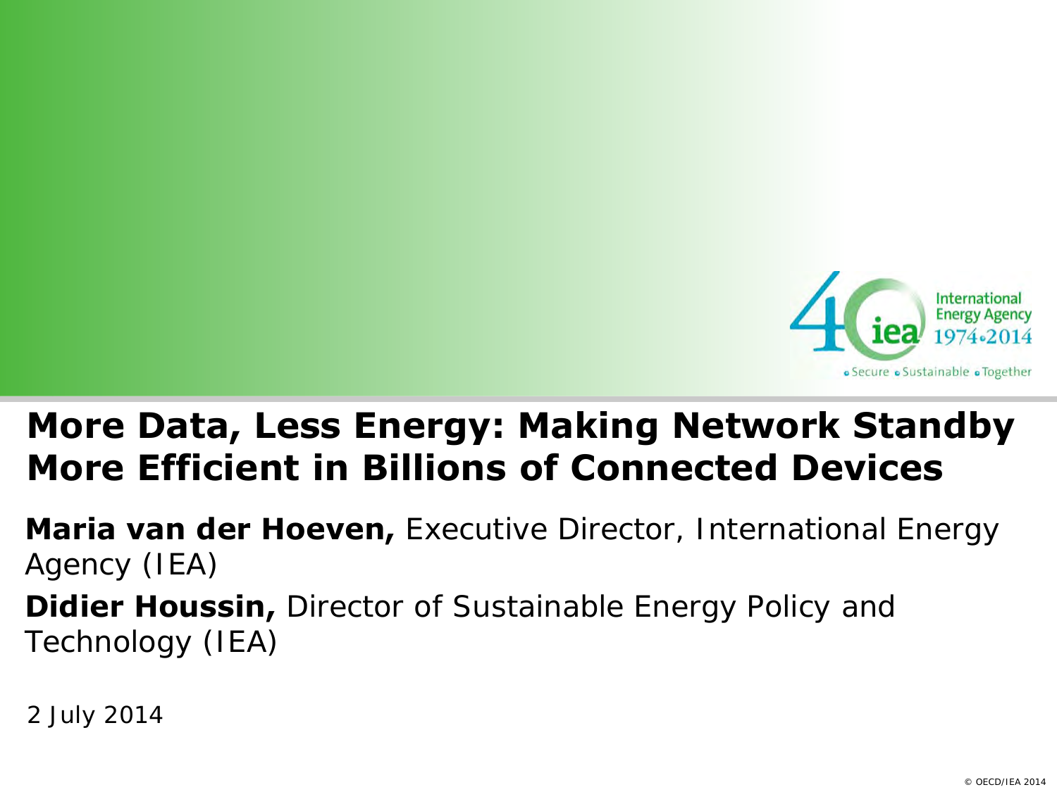# More Data, Less Energy: Making Network Standby More Efficient in Billions of Connected Devices

**Maria van der Hoeven,** Executive Director, International Energy Agency (IEA)

**Didier Houssin,** Director of Sustainable Energy Policy and Technology (IEA)

2 July 2014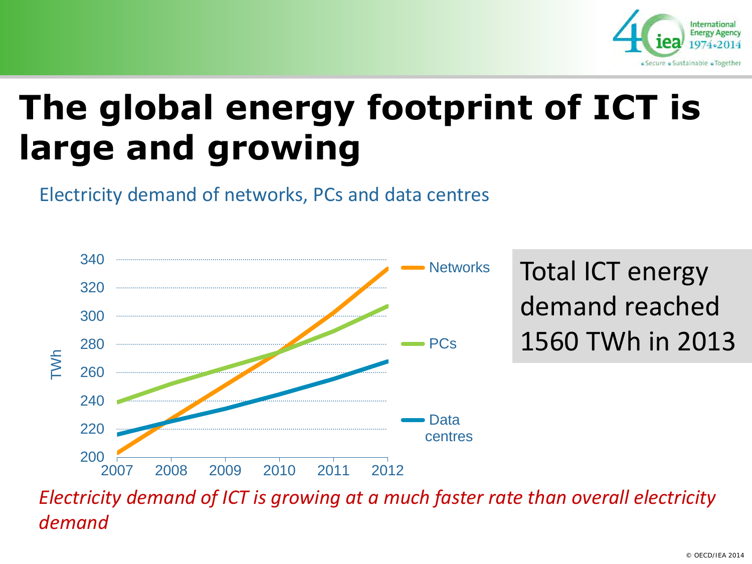# The global energy footprint of ICT is large and growing

Electricity demand of networks, PCs and data centres

Total ICT energy demand reached 1560 TWh in 2013

*Electricity demand of ICT is growing at a much faster rate than overall electricity demand*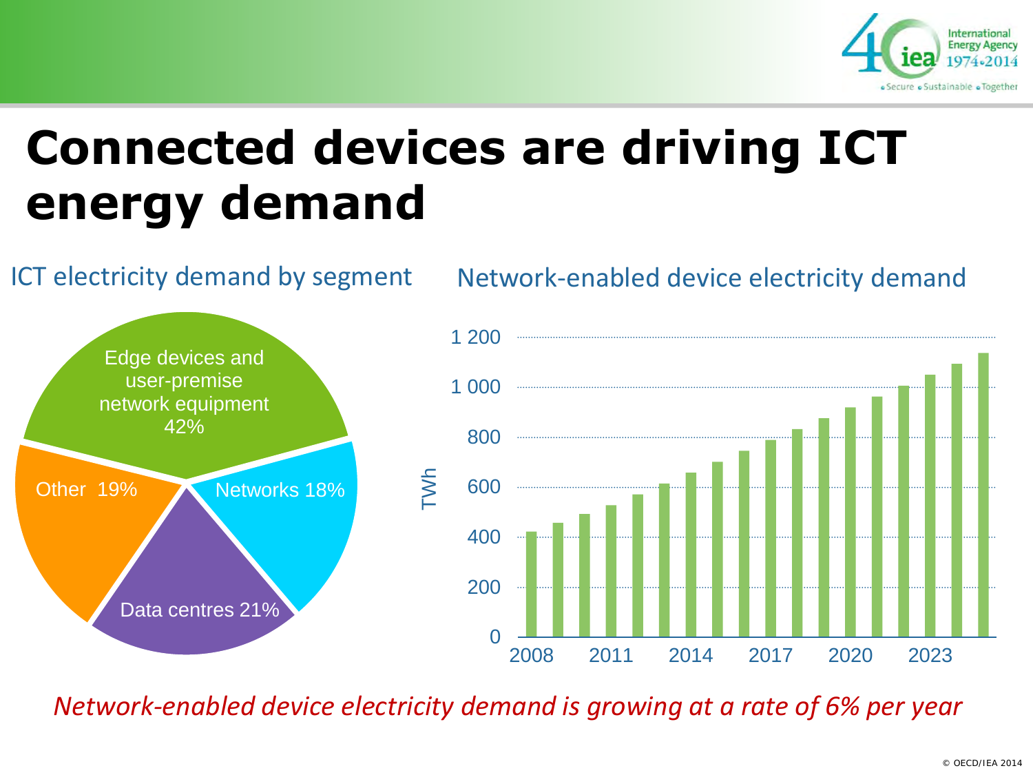# Connected devices are driving ICT energy demand

ICT electricity demand by segment

- Edge devices and user-premise network equipment 42%
- Networks 18%
- Data centres 21%
- Other 19%

Network-enabled device electricity demand

*Network-enabled device electricity demand is growing at a rate of 6% per year*

© OECD/IEA 2014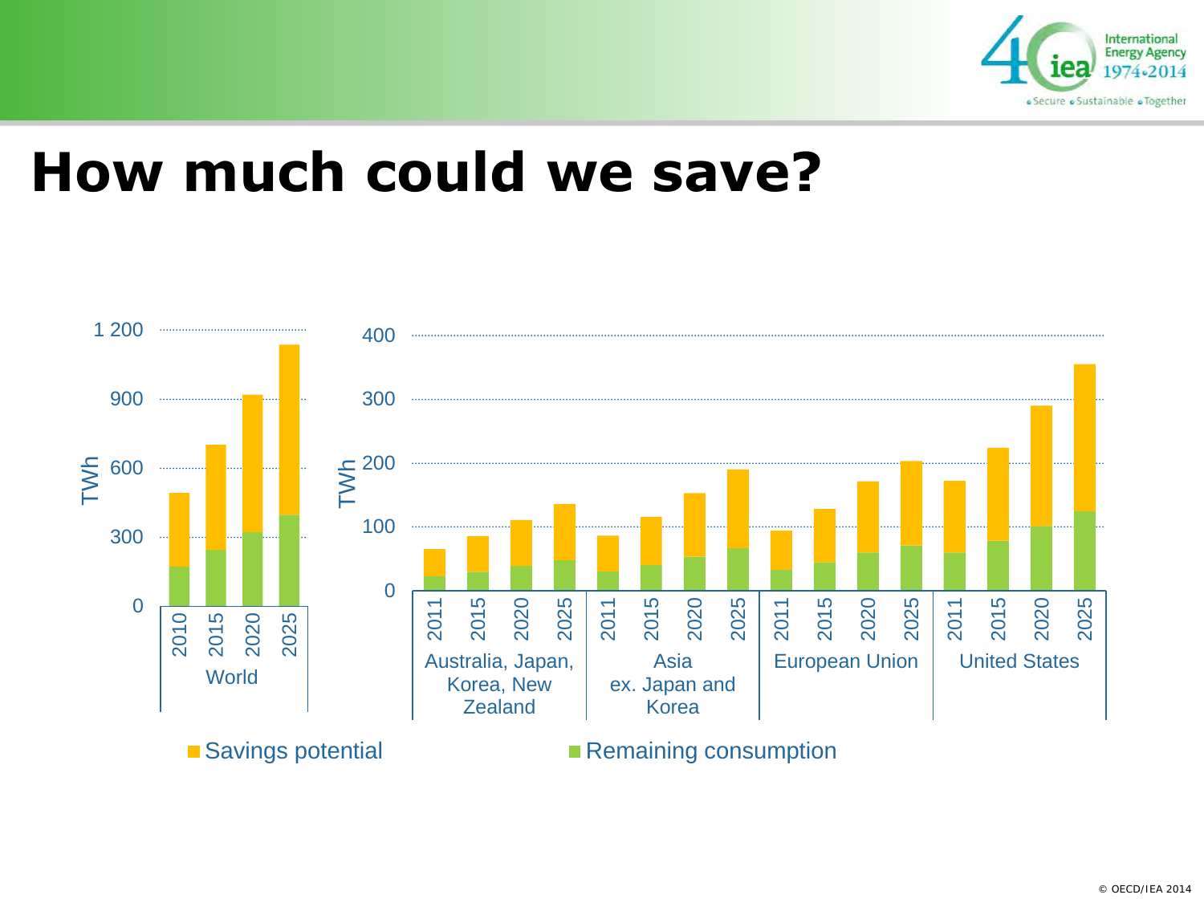# How much could we save?

| Region | Year | Savings potential | Remaining consumption |
|---|---|---|---|
| World | 2010 | | |
| World | 2015 | | |
| World | 2020 | | |
| World | 2025 | | |
| Australia, Japan, Korea, New Zealand | 2011 | | |
| Australia, Japan, Korea, New Zealand | 2015 | | |
| Australia, Japan, Korea, New Zealand | 2020 | | |
| Australia, Japan, Korea, New Zealand | 2025 | | |
| Asia ex. Japan and Korea | 2011 | | |
| Asia ex. Japan and Korea | 2015 | | |
| Asia ex. Japan and Korea | 2020 | | |
| Asia ex. Japan and Korea | 2025 | | |
| European Union | 2011 | | |
| European Union | 2015 | | |
| European Union | 2020 | | |
| European Union | 2025 | | |
| United States | 2011 | | |
| United States | 2015 | | |
| United States | 2020 | | |
| United States | 2025 | | |

TWh

■ Savings potential ■ Remaining consumption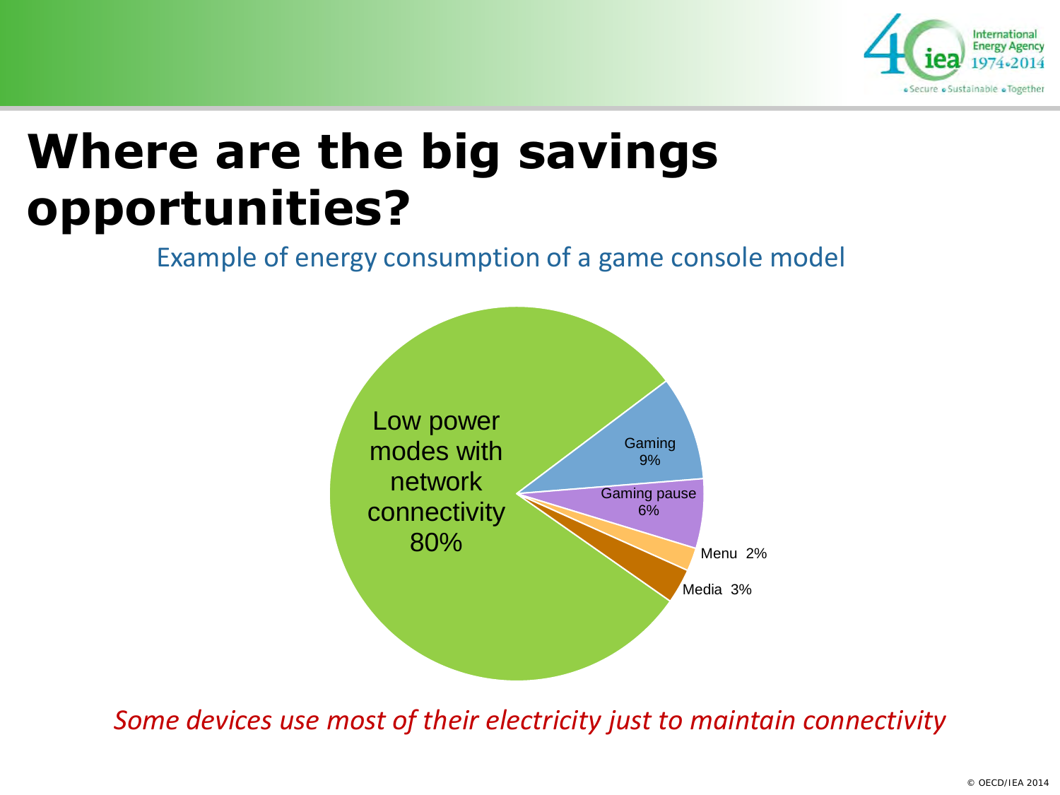# Where are the big savings opportunities?

Example of energy consumption of a game console model

| Mode | Share |
| --- | --- |
| Low power modes with network connectivity | 80% |
| Gaming | 9% |
| Gaming pause | 6% |
| Menu | 2% |
| Media | 3% |

*Some devices use most of their electricity just to maintain connectivity*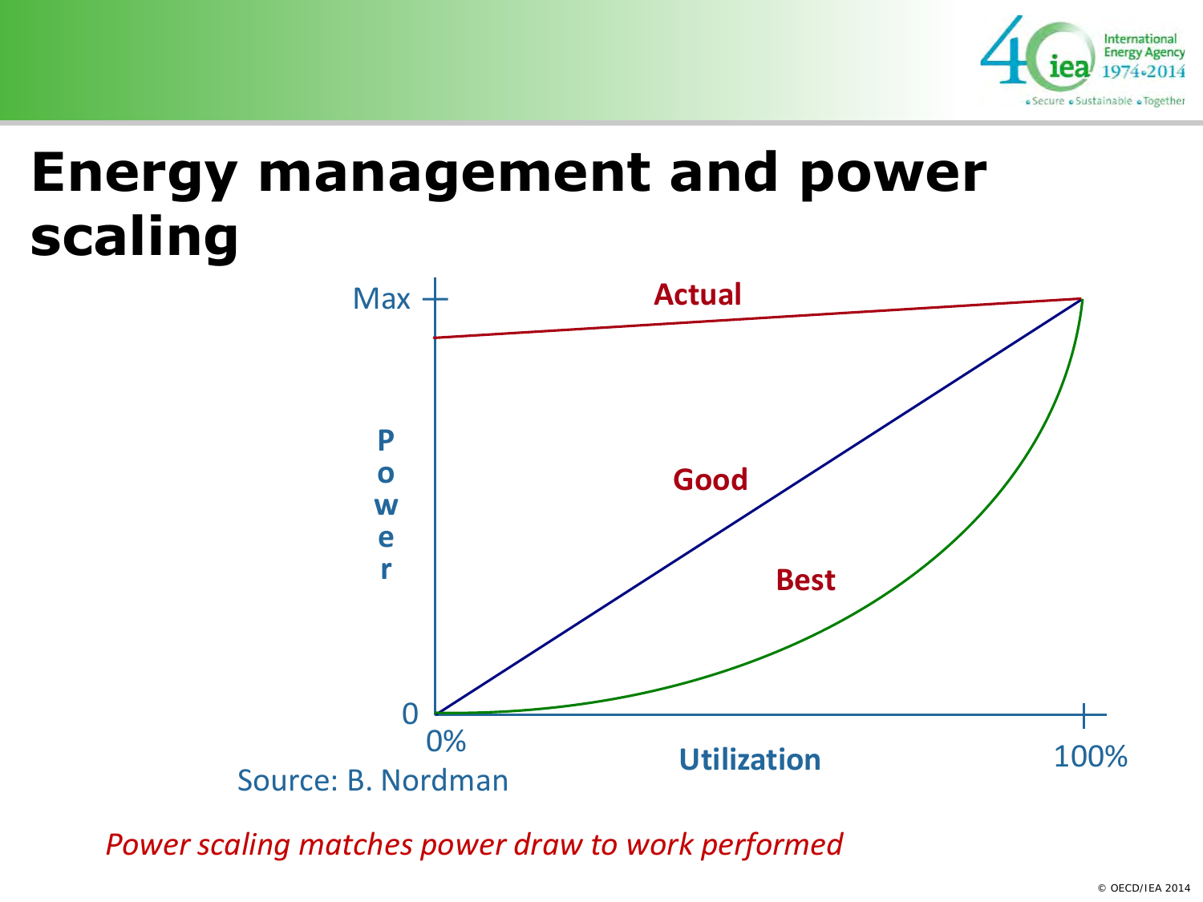# Energy management and power scaling

Max

Power

0

0%

Utilization

100%

Actual

Good

Best

Source: B. Nordman

*Power scaling matches power draw to work performed*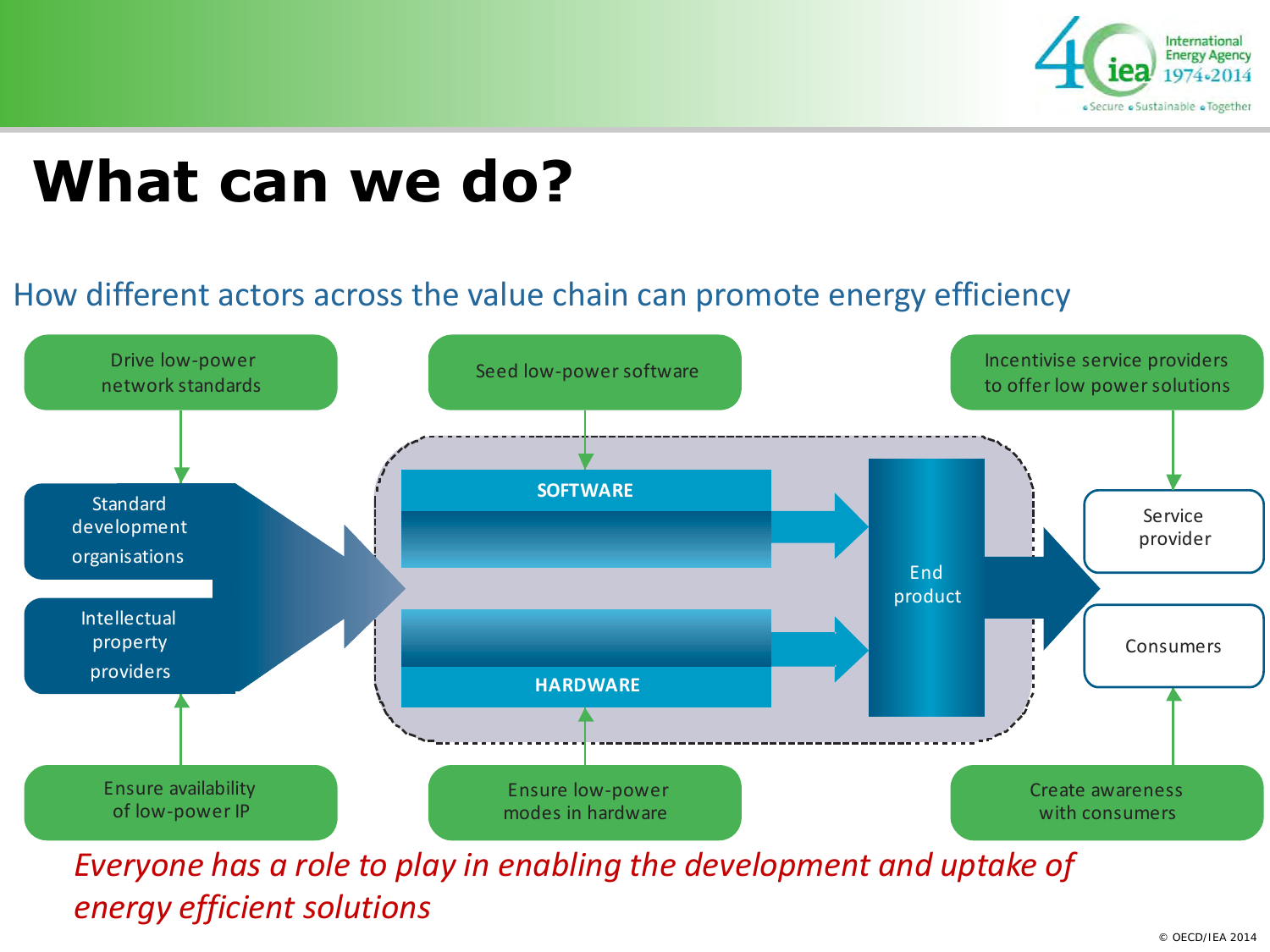# What can we do?

## How different actors across the value chain can promote energy efficiency

- Drive low-power network standards → Standard development organisations
- Ensure availability of low-power IP → Intellectual property providers
- Seed low-power software → SOFTWARE
- Ensure low-power modes in hardware → HARDWARE
- SOFTWARE, HARDWARE → End product
- Incentivise service providers to offer low power solutions → Service provider
- Create awareness with consumers → Consumers

*Everyone has a role to play in enabling the development and uptake of energy efficient solutions*

© OECD/IEA 2014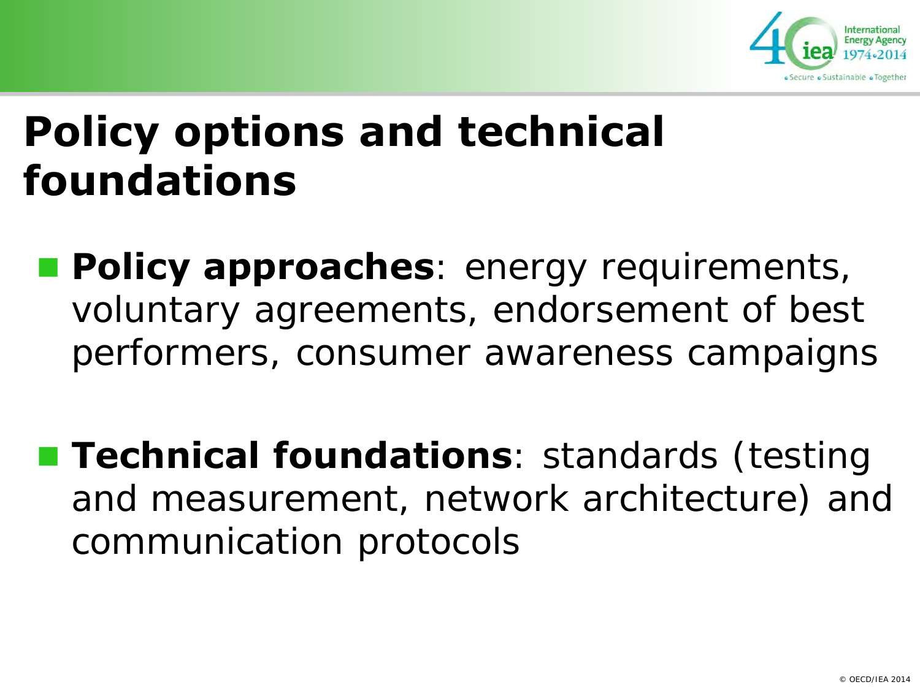# Policy options and technical foundations

- **Policy approaches**: energy requirements, voluntary agreements, endorsement of best performers, consumer awareness campaigns

- **Technical foundations**: standards (testing and measurement, network architecture) and communication protocols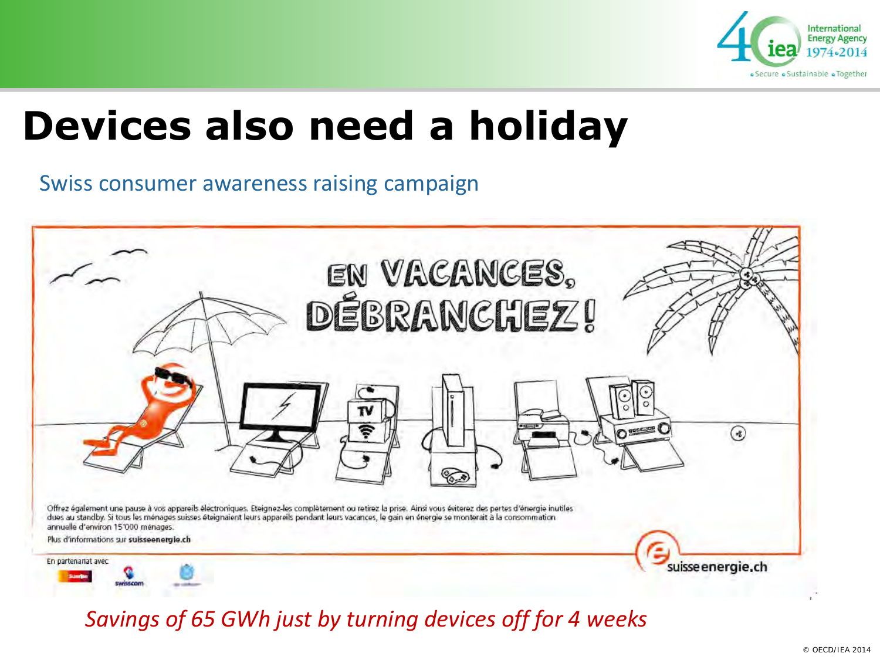# Devices also need a holiday

Swiss consumer awareness raising campaign

EN VACANCES, DÉBRANCHEZ!

Offrez également une pause à vos appareils électroniques. Eteignez-les complètement ou retirez la prise. Ainsi vous éviterez des pertes d'énergie inutiles dues au standby. Si tous les ménages suisses éteignaient leurs appareils pendant leurs vacances, le gain en énergie se monterait à la consommation annuelle d'environ 15'000 ménages.

Plus d'informations sur **suisseenergie.ch**

En partenariat avec

suisseenergie.ch

*Savings of 65 GWh just by turning devices off for 4 weeks*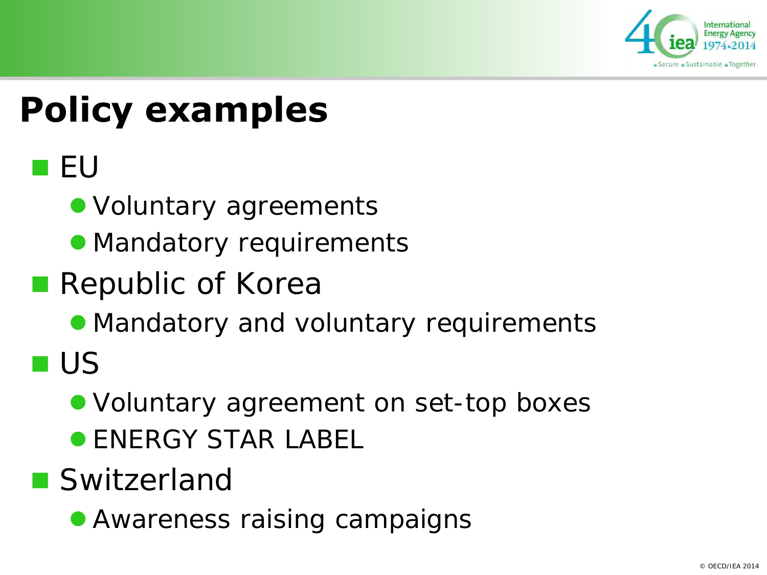# Policy examples

- EU
  - Voluntary agreements
  - Mandatory requirements
- Republic of Korea
  - Mandatory and voluntary requirements
- US
  - Voluntary agreement on set-top boxes
  - ENERGY STAR LABEL
- Switzerland
  - Awareness raising campaigns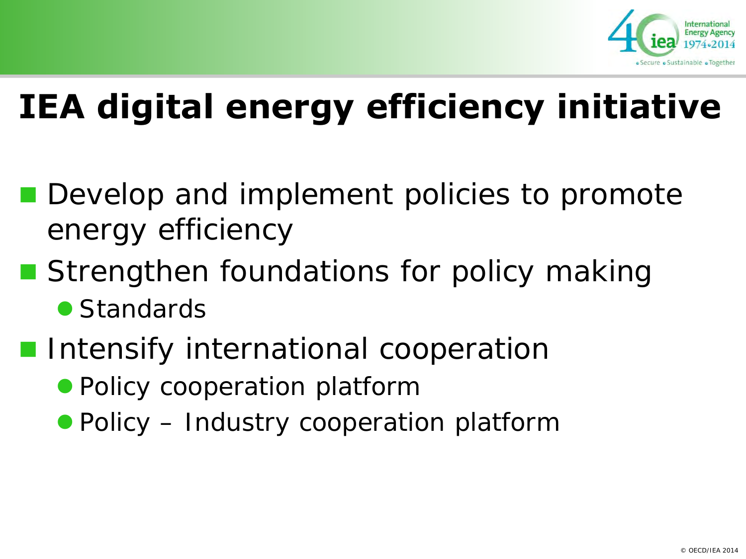# IEA digital energy efficiency initiative

- Develop and implement policies to promote energy efficiency
- Strengthen foundations for policy making
  - Standards
- Intensify international cooperation
  - Policy cooperation platform
  - Policy – Industry cooperation platform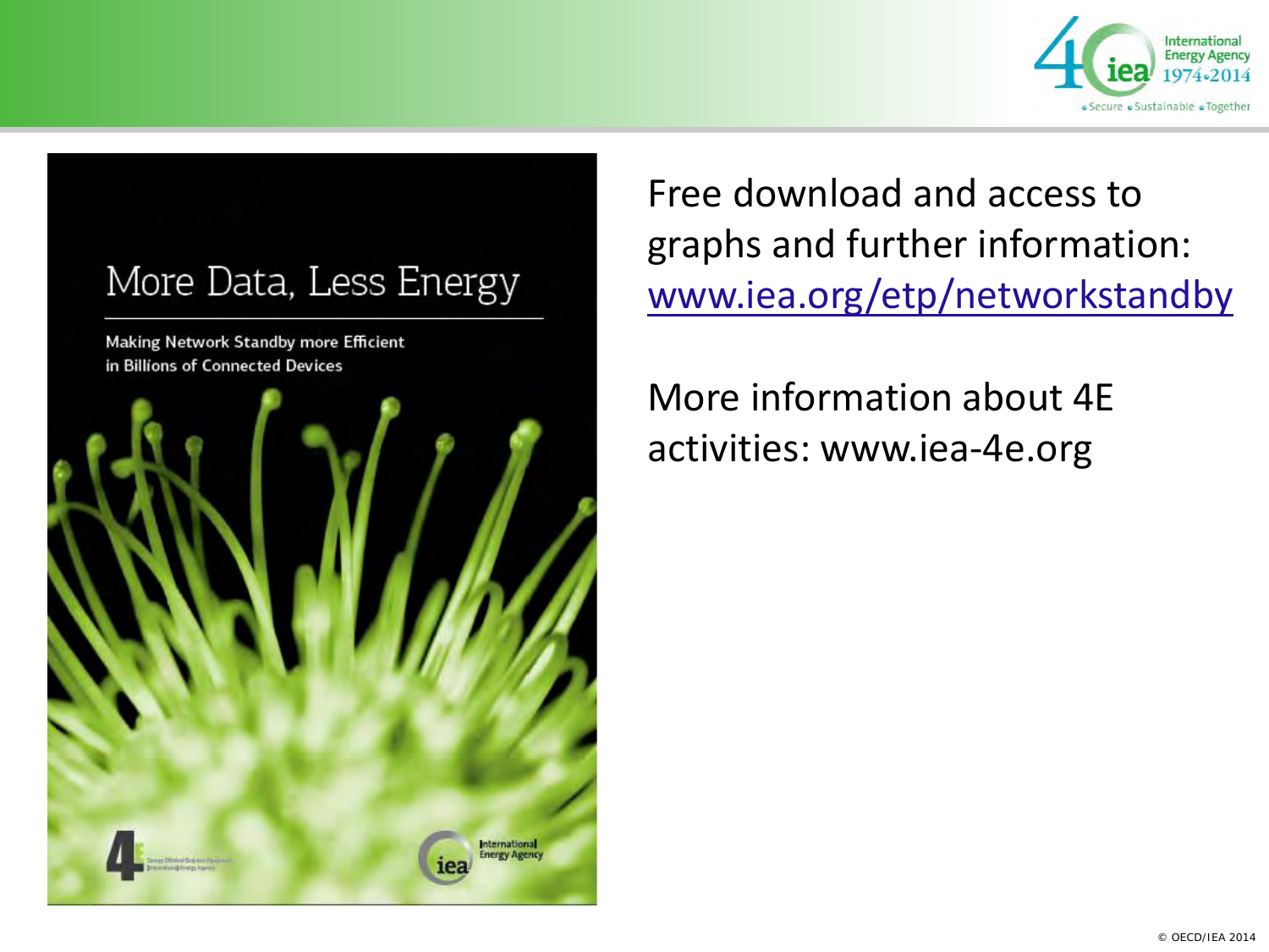More Data, Less Energy

Making Network Standby more Efficient in Billions of Connected Devices

Free download and access to graphs and further information: www.iea.org/etp/networkstandby

More information about 4E activities: www.iea-4e.org